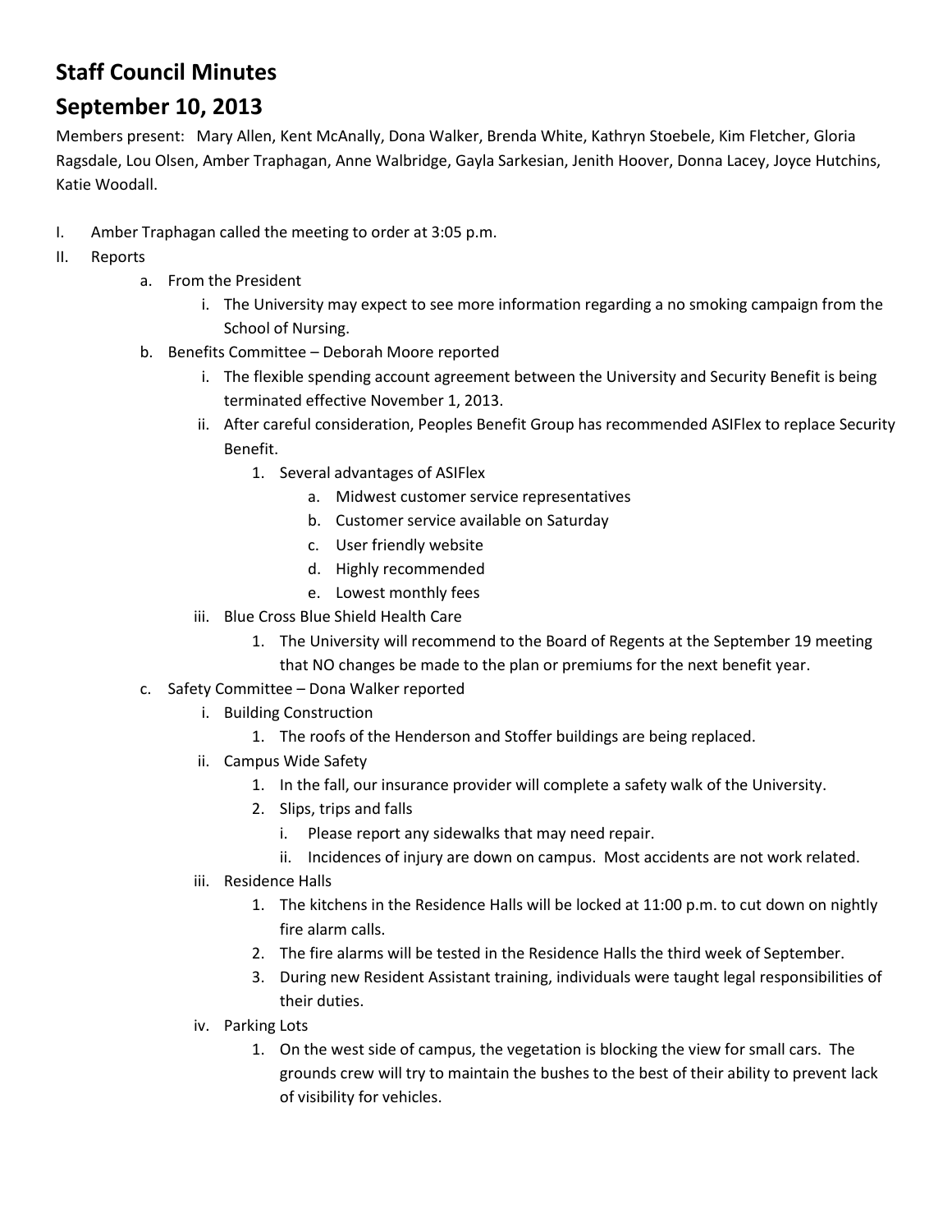# Staff Council Minutes

## September 10, 2013

Members present: Mary Allen, Kent McAnally, Dona Walker, Brenda White, Kathryn Stoebele, Kim Fletcher, Gloria Ragsdale, Lou Olsen, Amber Traphagan, Anne Walbridge, Gayla Sarkesian, Jenith Hoover, Donna Lacey, Joyce Hutchins, Katie Woodall.

I. Amber Traphagan called the meeting to order at 3:05 p.m.

II. Reports

   a. From the President

      i. The University may expect to see more information regarding a no smoking campaign from the School of Nursing.

   b. Benefits Committee – Deborah Moore reported

      i. The flexible spending account agreement between the University and Security Benefit is being terminated effective November 1, 2013.

      ii. After careful consideration, Peoples Benefit Group has recommended ASIFlex to replace Security Benefit.

         1. Several advantages of ASIFlex

            a. Midwest customer service representatives

            b. Customer service available on Saturday

            c. User friendly website

            d. Highly recommended

            e. Lowest monthly fees

      iii. Blue Cross Blue Shield Health Care

         1. The University will recommend to the Board of Regents at the September 19 meeting that NO changes be made to the plan or premiums for the next benefit year.

   c. Safety Committee – Dona Walker reported

      i. Building Construction

         1. The roofs of the Henderson and Stoffer buildings are being replaced.

      ii. Campus Wide Safety

         1. In the fall, our insurance provider will complete a safety walk of the University.

         2. Slips, trips and falls

            i. Please report any sidewalks that may need repair.

            ii. Incidences of injury are down on campus. Most accidents are not work related.

      iii. Residence Halls

         1. The kitchens in the Residence Halls will be locked at 11:00 p.m. to cut down on nightly fire alarm calls.

         2. The fire alarms will be tested in the Residence Halls the third week of September.

         3. During new Resident Assistant training, individuals were taught legal responsibilities of their duties.

      iv. Parking Lots

         1. On the west side of campus, the vegetation is blocking the view for small cars. The grounds crew will try to maintain the bushes to the best of their ability to prevent lack of visibility for vehicles.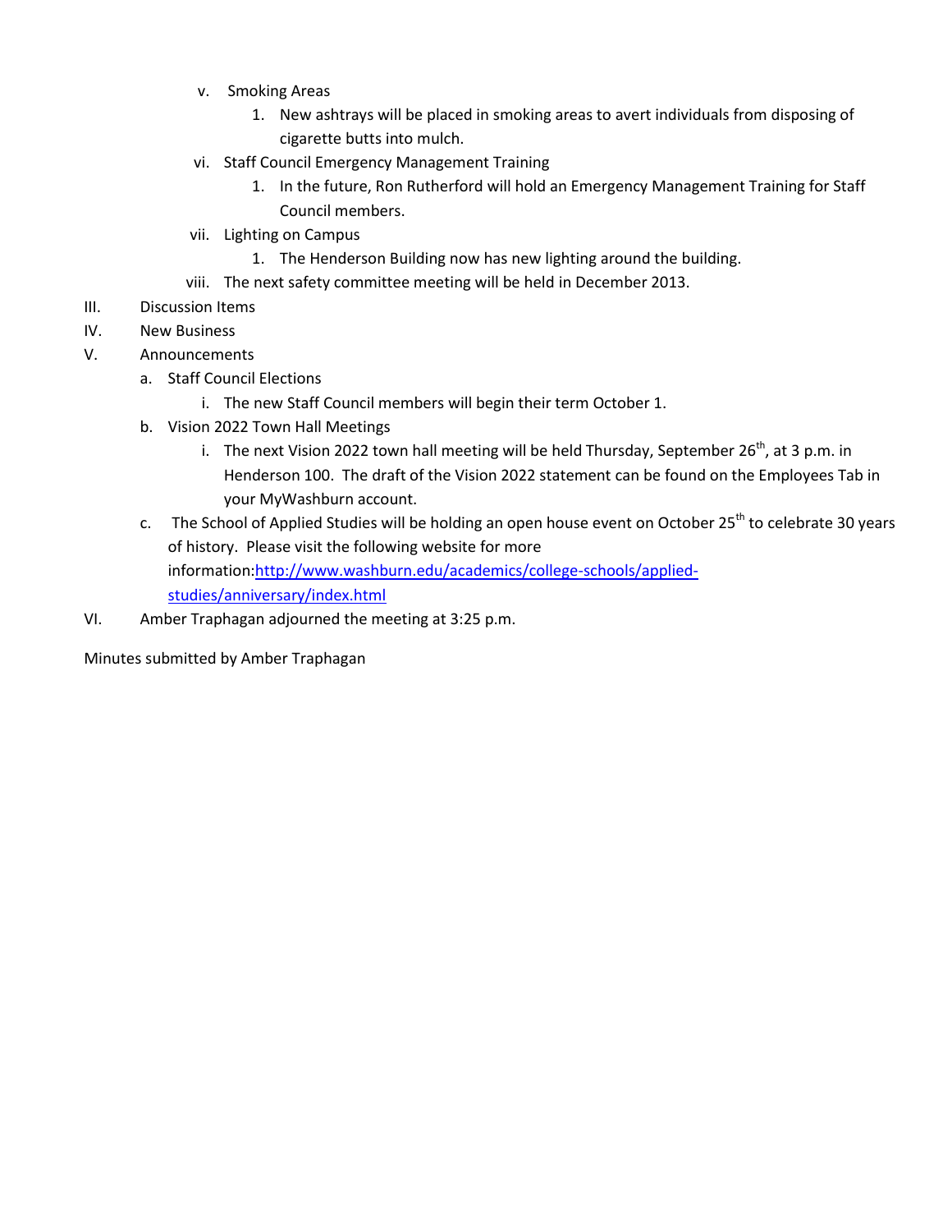v. Smoking Areas
      1. New ashtrays will be placed in smoking areas to avert individuals from disposing of cigarette butts into mulch.
   vi. Staff Council Emergency Management Training
      1. In the future, Ron Rutherford will hold an Emergency Management Training for Staff Council members.
   vii. Lighting on Campus
      1. The Henderson Building now has new lighting around the building.
   viii. The next safety committee meeting will be held in December 2013.

III. Discussion Items

IV. New Business

V. Announcements
   a. Staff Council Elections
      i. The new Staff Council members will begin their term October 1.
   b. Vision 2022 Town Hall Meetings
      i. The next Vision 2022 town hall meeting will be held Thursday, September 26th, at 3 p.m. in Henderson 100. The draft of the Vision 2022 statement can be found on the Employees Tab in your MyWashburn account.
   c. The School of Applied Studies will be holding an open house event on October 25th to celebrate 30 years of history. Please visit the following website for more information:http://www.washburn.edu/academics/college-schools/applied-studies/anniversary/index.html

VI. Amber Traphagan adjourned the meeting at 3:25 p.m.

Minutes submitted by Amber Traphagan